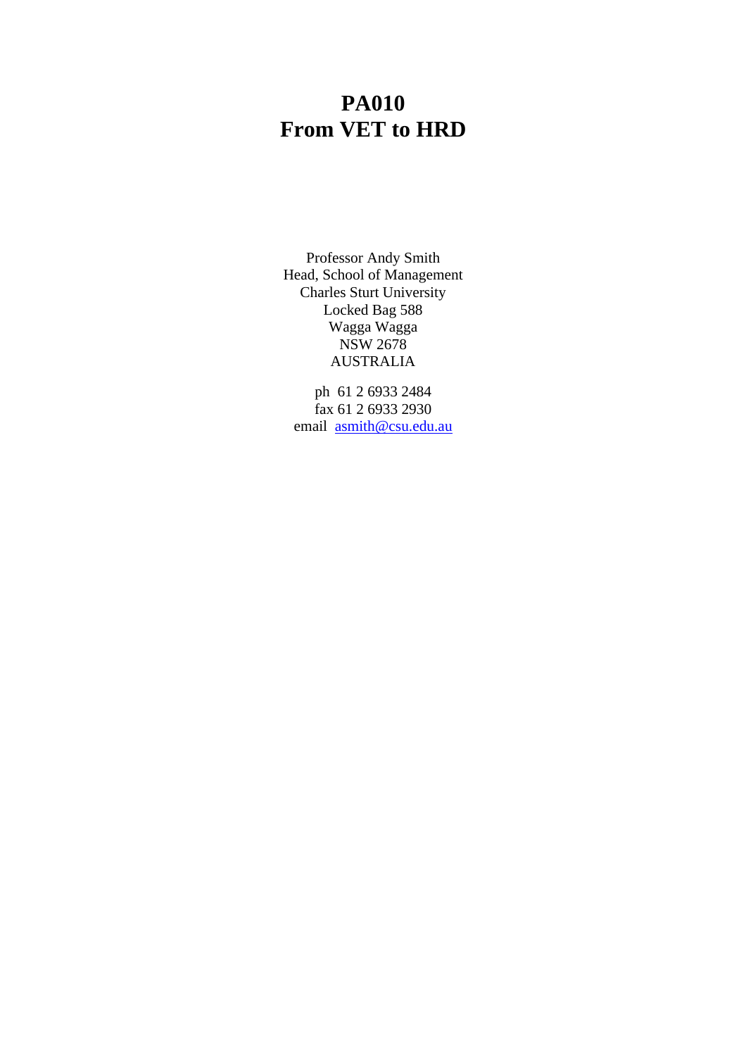# PA010
# From VET to HRD

Professor Andy Smith
Head, School of Management
Charles Sturt University
Locked Bag 588
Wagga Wagga
NSW 2678
AUSTRALIA

ph 61 2 6933 2484
fax 61 2 6933 2930
email asmith@csu.edu.au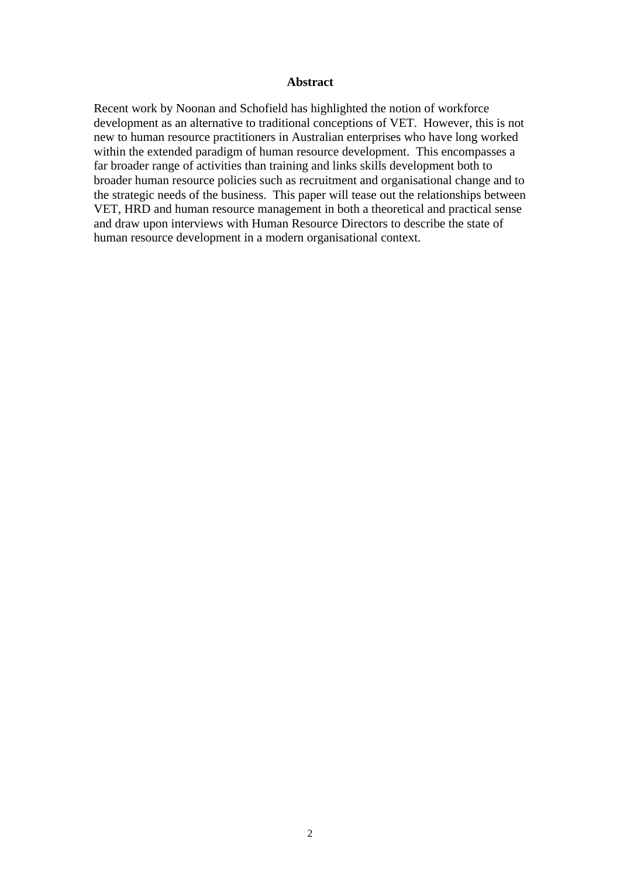## Abstract

Recent work by Noonan and Schofield has highlighted the notion of workforce development as an alternative to traditional conceptions of VET. However, this is not new to human resource practitioners in Australian enterprises who have long worked within the extended paradigm of human resource development. This encompasses a far broader range of activities than training and links skills development both to broader human resource policies such as recruitment and organisational change and to the strategic needs of the business. This paper will tease out the relationships between VET, HRD and human resource management in both a theoretical and practical sense and draw upon interviews with Human Resource Directors to describe the state of human resource development in a modern organisational context.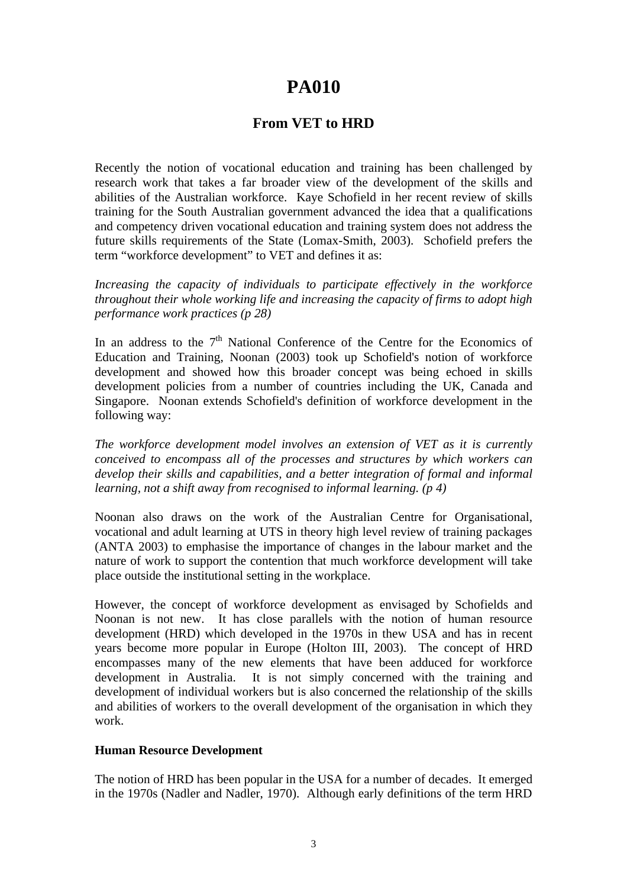# PA010

## From VET to HRD

Recently the notion of vocational education and training has been challenged by research work that takes a far broader view of the development of the skills and abilities of the Australian workforce. Kaye Schofield in her recent review of skills training for the South Australian government advanced the idea that a qualifications and competency driven vocational education and training system does not address the future skills requirements of the State (Lomax-Smith, 2003). Schofield prefers the term "workforce development" to VET and defines it as:

*Increasing the capacity of individuals to participate effectively in the workforce throughout their whole working life and increasing the capacity of firms to adopt high performance work practices (p 28)*

In an address to the 7th National Conference of the Centre for the Economics of Education and Training, Noonan (2003) took up Schofield's notion of workforce development and showed how this broader concept was being echoed in skills development policies from a number of countries including the UK, Canada and Singapore. Noonan extends Schofield's definition of workforce development in the following way:

*The workforce development model involves an extension of VET as it is currently conceived to encompass all of the processes and structures by which workers can develop their skills and capabilities, and a better integration of formal and informal learning, not a shift away from recognised to informal learning. (p 4)*

Noonan also draws on the work of the Australian Centre for Organisational, vocational and adult learning at UTS in theory high level review of training packages (ANTA 2003) to emphasise the importance of changes in the labour market and the nature of work to support the contention that much workforce development will take place outside the institutional setting in the workplace.

However, the concept of workforce development as envisaged by Schofields and Noonan is not new. It has close parallels with the notion of human resource development (HRD) which developed in the 1970s in thew USA and has in recent years become more popular in Europe (Holton III, 2003). The concept of HRD encompasses many of the new elements that have been adduced for workforce development in Australia. It is not simply concerned with the training and development of individual workers but is also concerned the relationship of the skills and abilities of workers to the overall development of the organisation in which they work.

**Human Resource Development**

The notion of HRD has been popular in the USA for a number of decades. It emerged in the 1970s (Nadler and Nadler, 1970). Although early definitions of the term HRD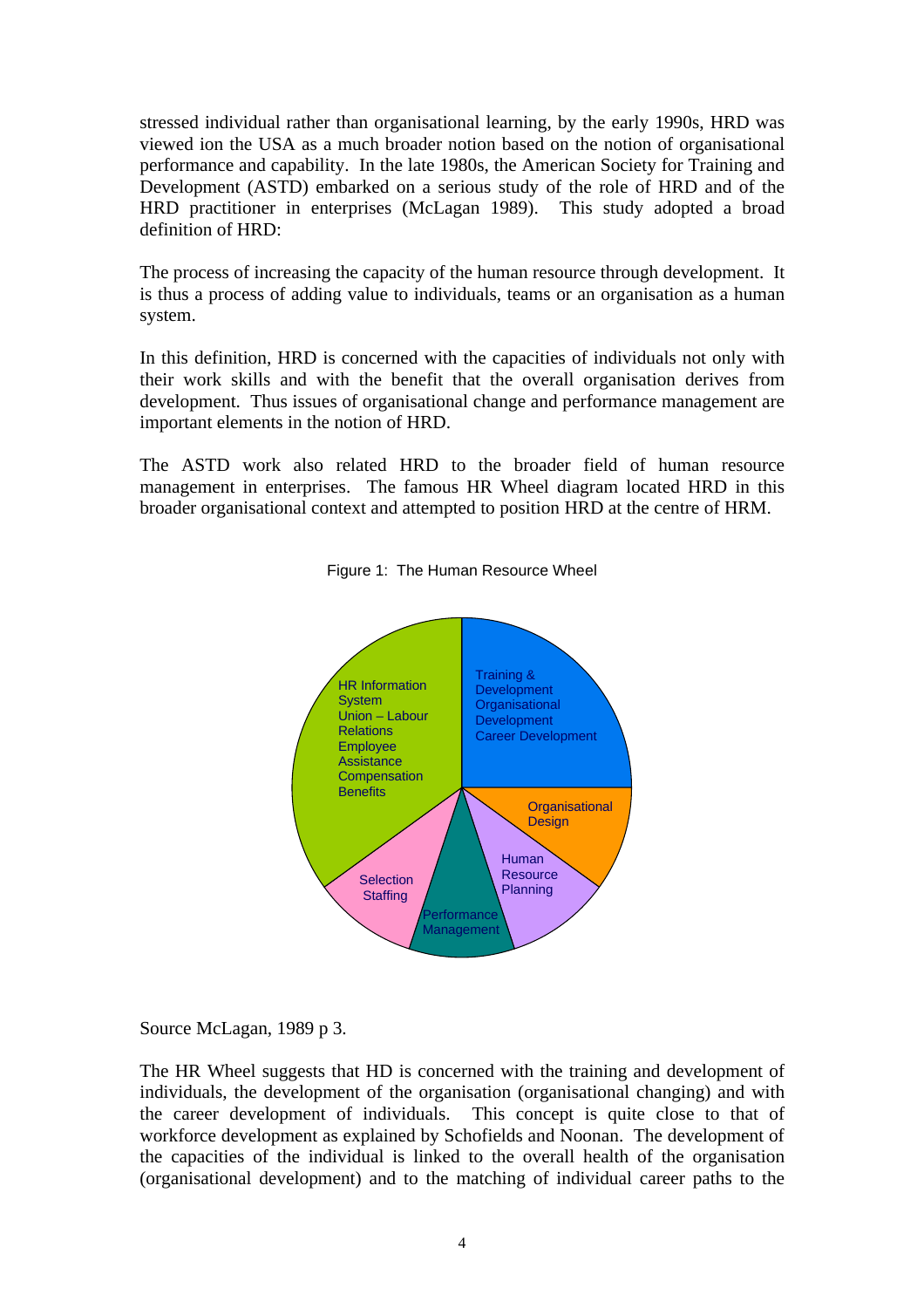stressed individual rather than organisational learning, by the early 1990s, HRD was viewed ion the USA as a much broader notion based on the notion of organisational performance and capability. In the late 1980s, the American Society for Training and Development (ASTD) embarked on a serious study of the role of HRD and of the HRD practitioner in enterprises (McLagan 1989). This study adopted a broad definition of HRD:

The process of increasing the capacity of the human resource through development. It is thus a process of adding value to individuals, teams or an organisation as a human system.

In this definition, HRD is concerned with the capacities of individuals not only with their work skills and with the benefit that the overall organisation derives from development. Thus issues of organisational change and performance management are important elements in the notion of HRD.

The ASTD work also related HRD to the broader field of human resource management in enterprises. The famous HR Wheel diagram located HRD in this broader organisational context and attempted to position HRD at the centre of HRM.

Figure 1: The Human Resource Wheel

Training & Development
Organisational Development
Career Development

Organisational Design

Human Resource Planning

Performance Management

Selection
Staffing

HR Information System
Union – Labour Relations
Employee Assistance
Compensation
Benefits

Source McLagan, 1989 p 3.

The HR Wheel suggests that HD is concerned with the training and development of individuals, the development of the organisation (organisational changing) and with the career development of individuals. This concept is quite close to that of workforce development as explained by Schofields and Noonan. The development of the capacities of the individual is linked to the overall health of the organisation (organisational development) and to the matching of individual career paths to the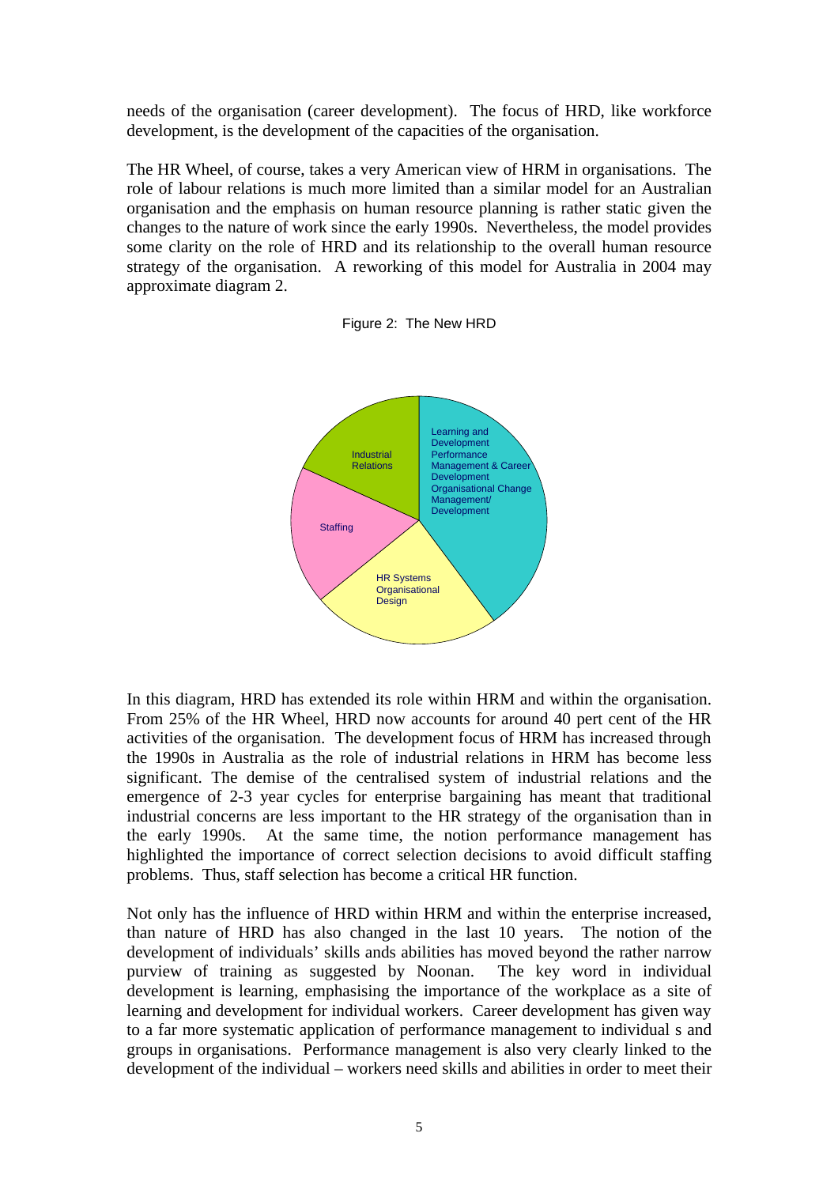needs of the organisation (career development). The focus of HRD, like workforce development, is the development of the capacities of the organisation.

The HR Wheel, of course, takes a very American view of HRM in organisations. The role of labour relations is much more limited than a similar model for an Australian organisation and the emphasis on human resource planning is rather static given the changes to the nature of work since the early 1990s. Nevertheless, the model provides some clarity on the role of HRD and its relationship to the overall human resource strategy of the organisation. A reworking of this model for Australia in 2004 may approximate diagram 2.

Figure 2: The New HRD

Learning and Development
Performance Management & Career Development
Organisational Change Management/ Development

Industrial Relations

Staffing

HR Systems
Organisational Design

In this diagram, HRD has extended its role within HRM and within the organisation. From 25% of the HR Wheel, HRD now accounts for around 40 pert cent of the HR activities of the organisation. The development focus of HRM has increased through the 1990s in Australia as the role of industrial relations in HRM has become less significant. The demise of the centralised system of industrial relations and the emergence of 2-3 year cycles for enterprise bargaining has meant that traditional industrial concerns are less important to the HR strategy of the organisation than in the early 1990s. At the same time, the notion performance management has highlighted the importance of correct selection decisions to avoid difficult staffing problems. Thus, staff selection has become a critical HR function.

Not only has the influence of HRD within HRM and within the enterprise increased, than nature of HRD has also changed in the last 10 years. The notion of the development of individuals' skills ands abilities has moved beyond the rather narrow purview of training as suggested by Noonan. The key word in individual development is learning, emphasising the importance of the workplace as a site of learning and development for individual workers. Career development has given way to a far more systematic application of performance management to individual s and groups in organisations. Performance management is also very clearly linked to the development of the individual – workers need skills and abilities in order to meet their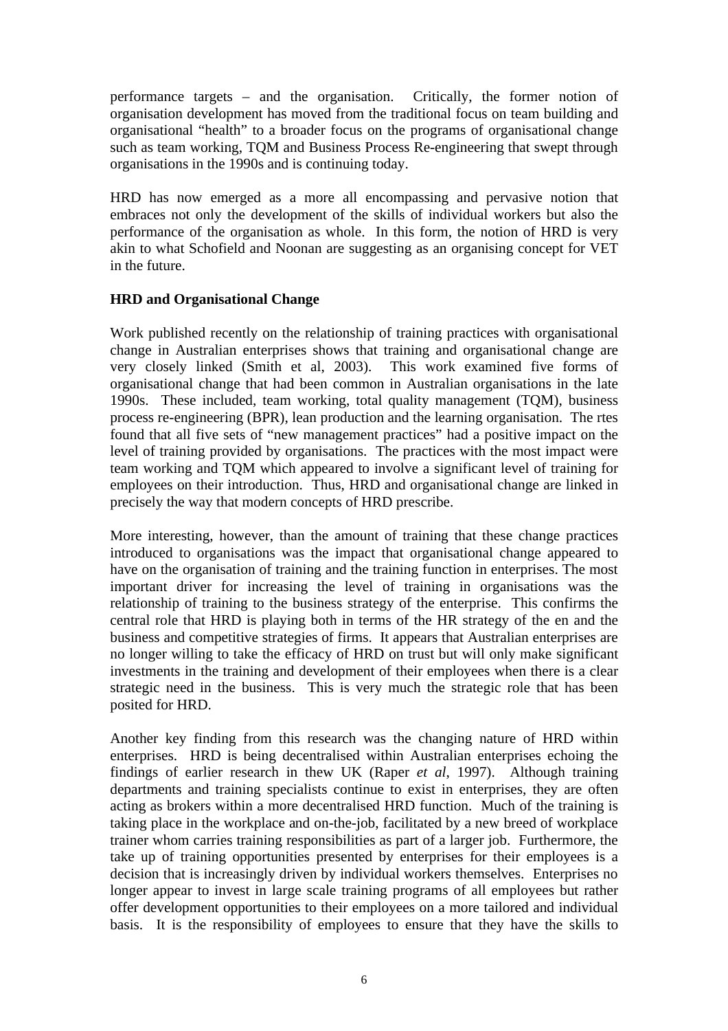performance targets – and the organisation.  Critically, the former notion of organisation development has moved from the traditional focus on team building and organisational "health" to a broader focus on the programs of organisational change such as team working, TQM and Business Process Re-engineering that swept through organisations in the 1990s and is continuing today.

HRD has now emerged as a more all encompassing and pervasive notion that embraces not only the development of the skills of individual workers but also the performance of the organisation as whole.  In this form, the notion of HRD is very akin to what Schofield and Noonan are suggesting as an organising concept for VET in the future.

**HRD and Organisational Change**

Work published recently on the relationship of training practices with organisational change in Australian enterprises shows that training and organisational change are very closely linked (Smith et al, 2003).  This work examined five forms of organisational change that had been common in Australian organisations in the late 1990s.  These included, team working, total quality management (TQM), business process re-engineering (BPR), lean production and the learning organisation.  The rtes found that all five sets of "new management practices" had a positive impact on the level of training provided by organisations.  The practices with the most impact were team working and TQM which appeared to involve a significant level of training for employees on their introduction.  Thus, HRD and organisational change are linked in precisely the way that modern concepts of HRD prescribe.

More interesting, however, than the amount of training that these change practices introduced to organisations was the impact that organisational change appeared to have on the organisation of training and the training function in enterprises. The most important driver for increasing the level of training in organisations was the relationship of training to the business strategy of the enterprise.  This confirms the central role that HRD is playing both in terms of the HR strategy of the en and the business and competitive strategies of firms.  It appears that Australian enterprises are no longer willing to take the efficacy of HRD on trust but will only make significant investments in the training and development of their employees when there is a clear strategic need in the business.  This is very much the strategic role that has been posited for HRD.

Another key finding from this research was the changing nature of HRD within enterprises.  HRD is being decentralised within Australian enterprises echoing the findings of earlier research in thew UK (Raper *et al*, 1997).  Although training departments and training specialists continue to exist in enterprises, they are often acting as brokers within a more decentralised HRD function.  Much of the training is taking place in the workplace and on-the-job, facilitated by a new breed of workplace trainer whom carries training responsibilities as part of a larger job.  Furthermore, the take up of training opportunities presented by enterprises for their employees is a decision that is increasingly driven by individual workers themselves.  Enterprises no longer appear to invest in large scale training programs of all employees but rather offer development opportunities to their employees on a more tailored and individual basis.  It is the responsibility of employees to ensure that they have the skills to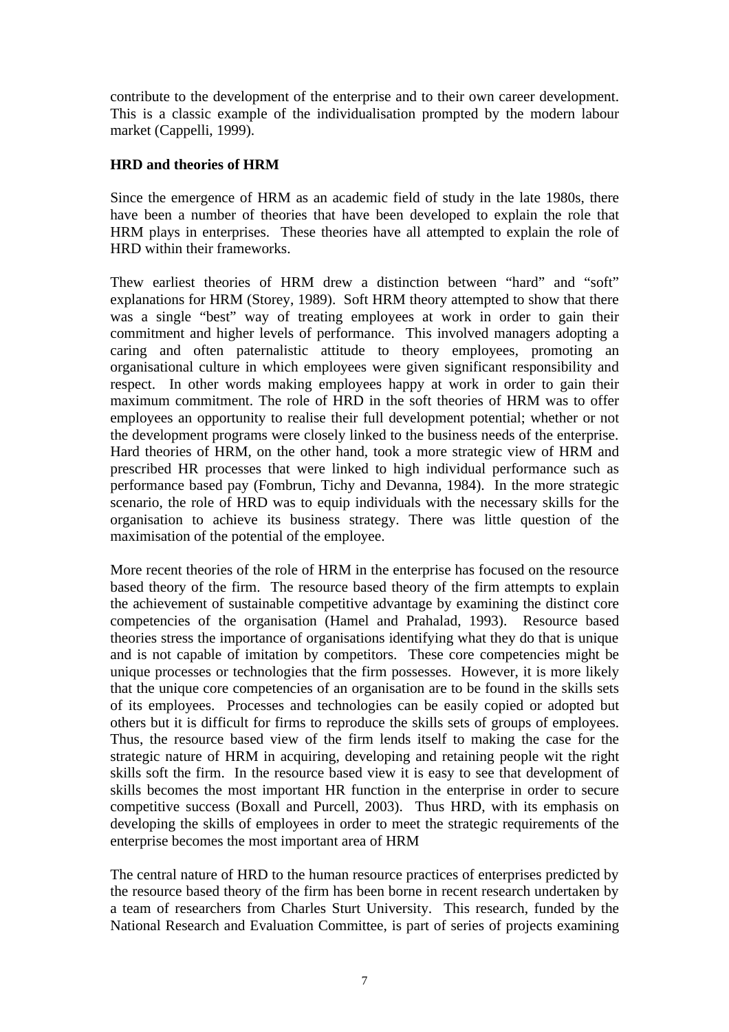contribute to the development of the enterprise and to their own career development. This is a classic example of the individualisation prompted by the modern labour market (Cappelli, 1999).

**HRD and theories of HRM**

Since the emergence of HRM as an academic field of study in the late 1980s, there have been a number of theories that have been developed to explain the role that HRM plays in enterprises. These theories have all attempted to explain the role of HRD within their frameworks.

Thew earliest theories of HRM drew a distinction between "hard" and "soft" explanations for HRM (Storey, 1989). Soft HRM theory attempted to show that there was a single "best" way of treating employees at work in order to gain their commitment and higher levels of performance. This involved managers adopting a caring and often paternalistic attitude to theory employees, promoting an organisational culture in which employees were given significant responsibility and respect. In other words making employees happy at work in order to gain their maximum commitment. The role of HRD in the soft theories of HRM was to offer employees an opportunity to realise their full development potential; whether or not the development programs were closely linked to the business needs of the enterprise. Hard theories of HRM, on the other hand, took a more strategic view of HRM and prescribed HR processes that were linked to high individual performance such as performance based pay (Fombrun, Tichy and Devanna, 1984). In the more strategic scenario, the role of HRD was to equip individuals with the necessary skills for the organisation to achieve its business strategy. There was little question of the maximisation of the potential of the employee.

More recent theories of the role of HRM in the enterprise has focused on the resource based theory of the firm. The resource based theory of the firm attempts to explain the achievement of sustainable competitive advantage by examining the distinct core competencies of the organisation (Hamel and Prahalad, 1993). Resource based theories stress the importance of organisations identifying what they do that is unique and is not capable of imitation by competitors. These core competencies might be unique processes or technologies that the firm possesses. However, it is more likely that the unique core competencies of an organisation are to be found in the skills sets of its employees. Processes and technologies can be easily copied or adopted but others but it is difficult for firms to reproduce the skills sets of groups of employees. Thus, the resource based view of the firm lends itself to making the case for the strategic nature of HRM in acquiring, developing and retaining people wit the right skills soft the firm. In the resource based view it is easy to see that development of skills becomes the most important HR function in the enterprise in order to secure competitive success (Boxall and Purcell, 2003). Thus HRD, with its emphasis on developing the skills of employees in order to meet the strategic requirements of the enterprise becomes the most important area of HRM

The central nature of HRD to the human resource practices of enterprises predicted by the resource based theory of the firm has been borne in recent research undertaken by a team of researchers from Charles Sturt University. This research, funded by the National Research and Evaluation Committee, is part of series of projects examining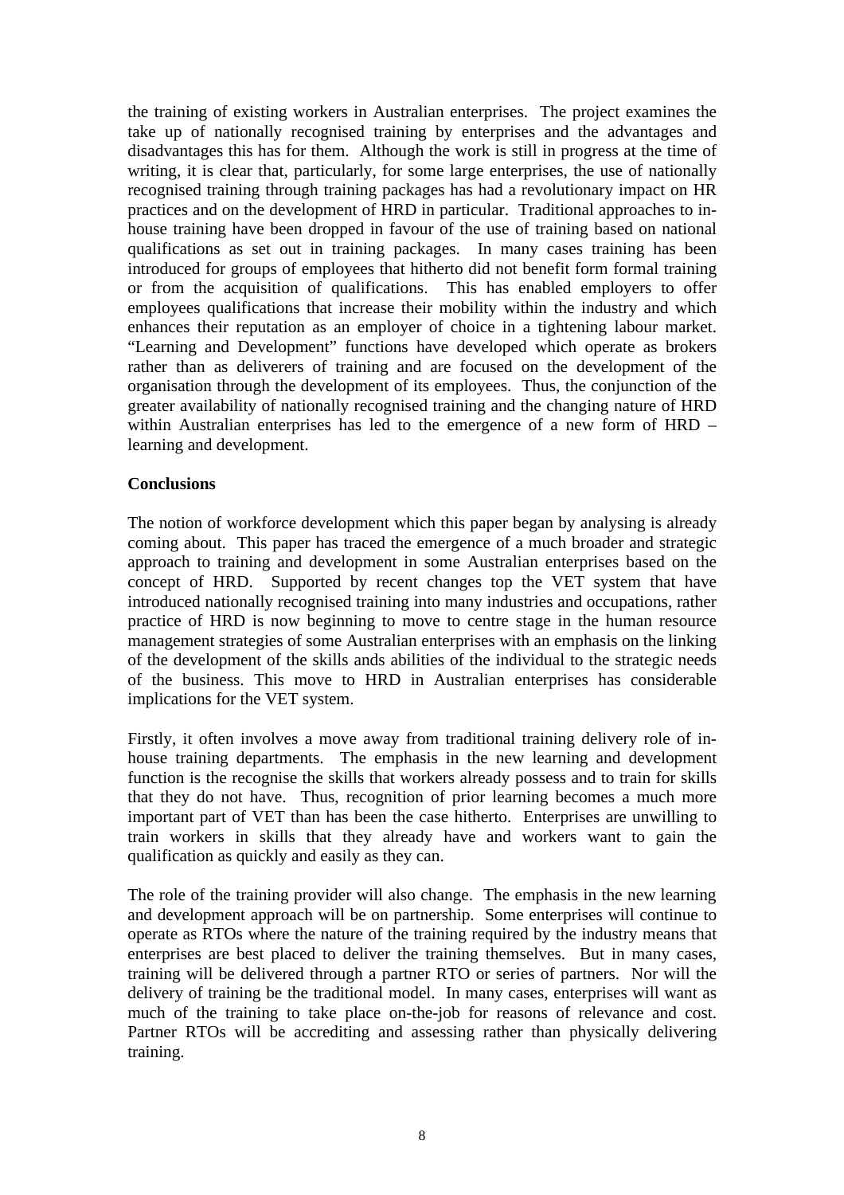the training of existing workers in Australian enterprises. The project examines the take up of nationally recognised training by enterprises and the advantages and disadvantages this has for them. Although the work is still in progress at the time of writing, it is clear that, particularly, for some large enterprises, the use of nationally recognised training through training packages has had a revolutionary impact on HR practices and on the development of HRD in particular. Traditional approaches to in-house training have been dropped in favour of the use of training based on national qualifications as set out in training packages. In many cases training has been introduced for groups of employees that hitherto did not benefit form formal training or from the acquisition of qualifications. This has enabled employers to offer employees qualifications that increase their mobility within the industry and which enhances their reputation as an employer of choice in a tightening labour market. "Learning and Development" functions have developed which operate as brokers rather than as deliverers of training and are focused on the development of the organisation through the development of its employees. Thus, the conjunction of the greater availability of nationally recognised training and the changing nature of HRD within Australian enterprises has led to the emergence of a new form of HRD – learning and development.

**Conclusions**

The notion of workforce development which this paper began by analysing is already coming about. This paper has traced the emergence of a much broader and strategic approach to training and development in some Australian enterprises based on the concept of HRD. Supported by recent changes top the VET system that have introduced nationally recognised training into many industries and occupations, rather practice of HRD is now beginning to move to centre stage in the human resource management strategies of some Australian enterprises with an emphasis on the linking of the development of the skills ands abilities of the individual to the strategic needs of the business. This move to HRD in Australian enterprises has considerable implications for the VET system.

Firstly, it often involves a move away from traditional training delivery role of in-house training departments. The emphasis in the new learning and development function is the recognise the skills that workers already possess and to train for skills that they do not have. Thus, recognition of prior learning becomes a much more important part of VET than has been the case hitherto. Enterprises are unwilling to train workers in skills that they already have and workers want to gain the qualification as quickly and easily as they can.

The role of the training provider will also change. The emphasis in the new learning and development approach will be on partnership. Some enterprises will continue to operate as RTOs where the nature of the training required by the industry means that enterprises are best placed to deliver the training themselves. But in many cases, training will be delivered through a partner RTO or series of partners. Nor will the delivery of training be the traditional model. In many cases, enterprises will want as much of the training to take place on-the-job for reasons of relevance and cost. Partner RTOs will be accrediting and assessing rather than physically delivering training.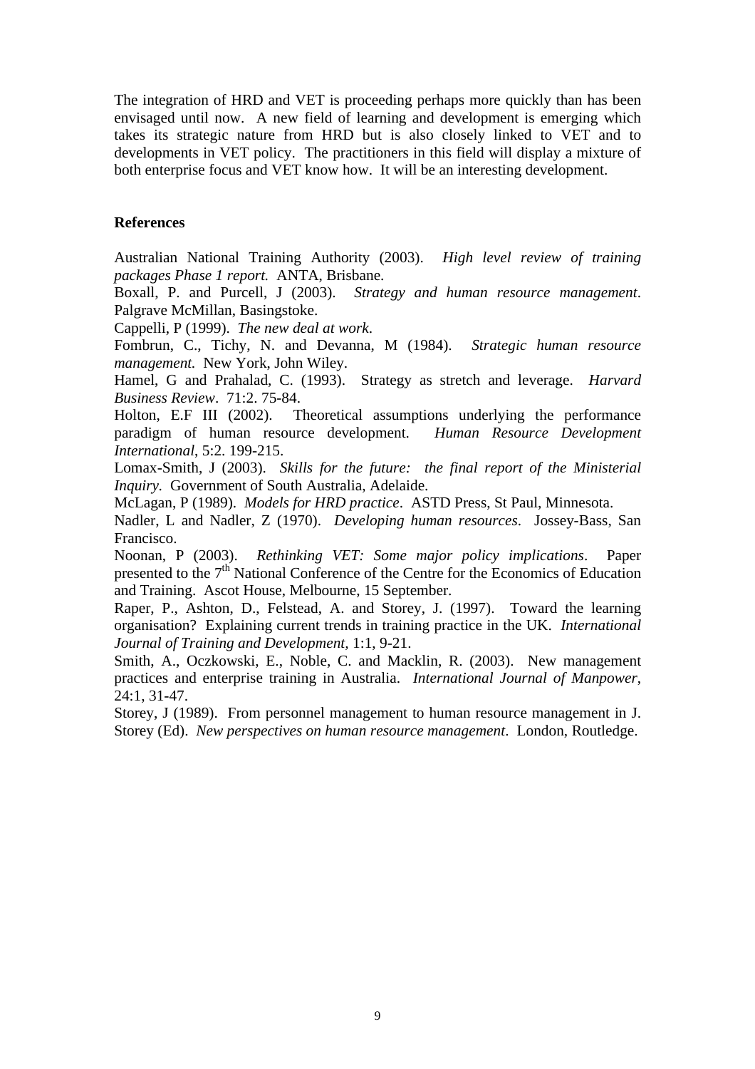The integration of HRD and VET is proceeding perhaps more quickly than has been envisaged until now. A new field of learning and development is emerging which takes its strategic nature from HRD but is also closely linked to VET and to developments in VET policy. The practitioners in this field will display a mixture of both enterprise focus and VET know how. It will be an interesting development.

**References**

Australian National Training Authority (2003). *High level review of training packages Phase 1 report.* ANTA, Brisbane.

Boxall, P. and Purcell, J (2003). *Strategy and human resource management*. Palgrave McMillan, Basingstoke.

Cappelli, P (1999). *The new deal at work*.

Fombrun, C., Tichy, N. and Devanna, M (1984). *Strategic human resource management.* New York, John Wiley.

Hamel, G and Prahalad, C. (1993). Strategy as stretch and leverage. *Harvard Business Review*. 71:2. 75-84.

Holton, E.F III (2002). Theoretical assumptions underlying the performance paradigm of human resource development. *Human Resource Development International*, 5:2. 199-215.

Lomax-Smith, J (2003). *Skills for the future: the final report of the Ministerial Inquiry.* Government of South Australia, Adelaide.

McLagan, P (1989). *Models for HRD practice*. ASTD Press, St Paul, Minnesota.

Nadler, L and Nadler, Z (1970). *Developing human resources.* Jossey-Bass, San Francisco.

Noonan, P (2003). *Rethinking VET: Some major policy implications*. Paper presented to the 7th National Conference of the Centre for the Economics of Education and Training. Ascot House, Melbourne, 15 September.

Raper, P., Ashton, D., Felstead, A. and Storey, J. (1997). Toward the learning organisation? Explaining current trends in training practice in the UK. *International Journal of Training and Development*, 1:1, 9-21.

Smith, A., Oczkowski, E., Noble, C. and Macklin, R. (2003). New management practices and enterprise training in Australia. *International Journal of Manpower*, 24:1, 31-47.

Storey, J (1989). From personnel management to human resource management in J. Storey (Ed). *New perspectives on human resource management*. London, Routledge.